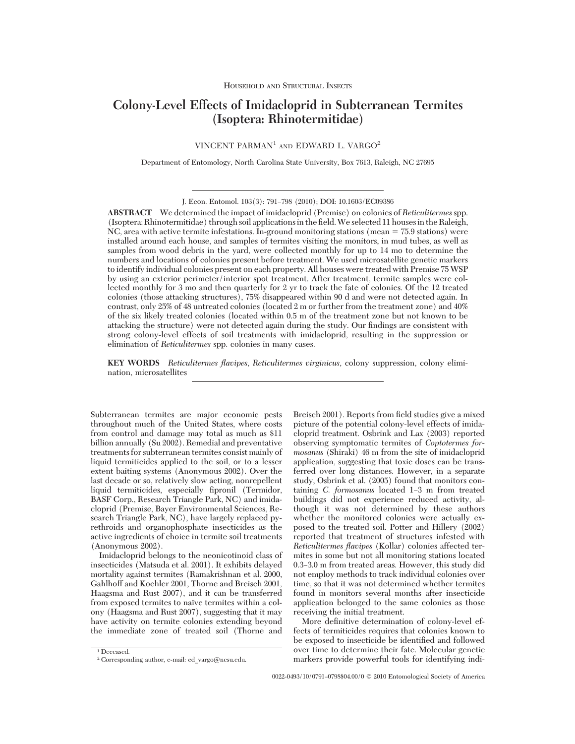HOUSEHOLD AND STRUCTURAL INSECTS

# Colony-Level Effects of Imidacloprid in Subterranean Termites (Isoptera: Rhinotermitidae)

VINCENT PARMAN[1] AND EDWARD L. VARGO[2]

Department of Entomology, North Carolina State University, Box 7613, Raleigh, NC 27695

J. Econ. Entomol. 103(3): 791–798 (2010); DOI: 10.1603/EC09386

**ABSTRACT** We determined the impact of imidacloprid (Premise) on colonies of *Reticulitermes* spp. (Isoptera: Rhinotermitidae) through soil applications in the field. We selected 11 houses in the Raleigh, NC, area with active termite infestations. In-ground monitoring stations (mean = 75.9 stations) were installed around each house, and samples of termites visiting the monitors, in mud tubes, as well as samples from wood debris in the yard, were collected monthly for up to 14 mo to determine the numbers and locations of colonies present before treatment. We used microsatellite genetic markers to identify individual colonies present on each property. All houses were treated with Premise 75 WSP by using an exterior perimeter/interior spot treatment. After treatment, termite samples were collected monthly for 3 mo and then quarterly for 2 yr to track the fate of colonies. Of the 12 treated colonies (those attacking structures), 75% disappeared within 90 d and were not detected again. In contrast, only 25% of 48 untreated colonies (located 2 m or further from the treatment zone) and 40% of the six likely treated colonies (located within 0.5 m of the treatment zone but not known to be attacking the structure) were not detected again during the study. Our findings are consistent with strong colony-level effects of soil treatments with imidacloprid, resulting in the suppression or elimination of *Reticulitermes* spp. colonies in many cases.

**KEY WORDS** *Reticulitermes flavipes*, *Reticulitermes virginicus*, colony suppression, colony elimination, microsatellites

Subterranean termites are major economic pests throughout much of the United States, where costs from control and damage may total as much as $11 billion annually (Su 2002). Remedial and preventative treatments for subterranean termites consist mainly of liquid termiticides applied to the soil, or to a lesser extent baiting systems (Anonymous 2002). Over the last decade or so, relatively slow acting, nonrepellent liquid termiticides, especially fipronil (Termidor, BASF Corp., Research Triangle Park, NC) and imidacloprid (Premise, Bayer Environmental Sciences, Research Triangle Park, NC), have largely replaced pyrethroids and organophosphate insecticides as the active ingredients of choice in termite soil treatments (Anonymous 2002).

Imidacloprid belongs to the neonicotinoid class of insecticides (Matsuda et al. 2001). It exhibits delayed mortality against termites (Ramakrishnan et al. 2000, Gahlhoff and Koehler 2001, Thorne and Breisch 2001, Haagsma and Rust 2007), and it can be transferred from exposed termites to naïve termites within a colony (Haagsma and Rust 2007), suggesting that it may have activity on termite colonies extending beyond the immediate zone of treated soil (Thorne and Breisch 2001). Reports from field studies give a mixed picture of the potential colony-level effects of imidacloprid treatment. Osbrink and Lax (2003) reported observing symptomatic termites of *Coptotermes formosanus* (Shiraki) 46 m from the site of imidacloprid application, suggesting that toxic doses can be transferred over long distances. However, in a separate study, Osbrink et al. (2005) found that monitors containing *C. formosanus* located 1–3 m from treated buildings did not experience reduced activity, although it was not determined by these authors whether the monitored colonies were actually exposed to the treated soil. Potter and Hillery (2002) reported that treatment of structures infested with *Reticulitermes flavipes* (Kollar) colonies affected termites in some but not all monitoring stations located 0.3–3.0 m from treated areas. However, this study did not employ methods to track individual colonies over time, so that it was not determined whether termites found in monitors several months after insecticide application belonged to the same colonies as those receiving the initial treatment.

More definitive determination of colony-level effects of termiticides requires that colonies known to be exposed to insecticide be identified and followed over time to determine their fate. Molecular genetic markers provide powerful tools for identifying indi-

[1] Deceased.

[2] Corresponding author, e-mail: ed_vargo@ncsu.edu.

0022-0493/10/0791–0798$04.00/0 © 2010 Entomological Society of America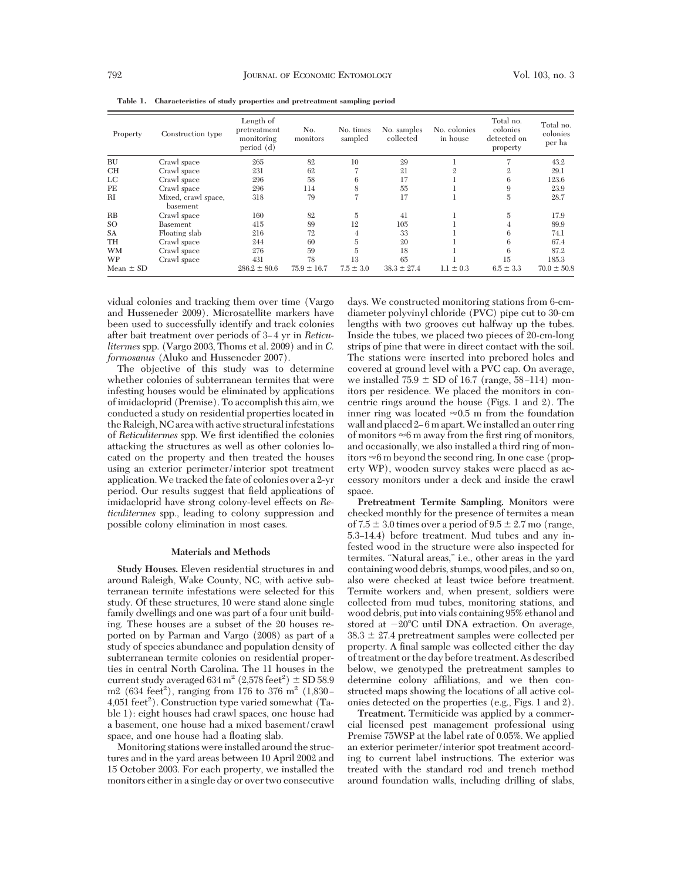**Table 1. Characteristics of study properties and pretreatment sampling period**

| Property | Construction type | Length of pretreatment monitoring period (d) | No. monitors | No. times sampled | No. samples collected | No. colonies in house | Total no. colonies detected on property | Total no. colonies per ha |
|---|---|---|---|---|---|---|---|---|
| BU | Crawl space | 265 | 82 | 10 | 29 | 1 | 7 | 43.2 |
| CH | Crawl space | 231 | 62 | 7 | 21 | 2 | 2 | 29.1 |
| LC | Crawl space | 296 | 58 | 6 | 17 | 1 | 6 | 123.6 |
| PE | Crawl space | 296 | 114 | 8 | 55 | 1 | 9 | 23.9 |
| RI | Mixed, crawl space, basement | 318 | 79 | 7 | 17 | 1 | 5 | 28.7 |
| RB | Crawl space | 160 | 82 | 5 | 41 | 1 | 5 | 17.9 |
| SO | Basement | 415 | 89 | 12 | 105 | 1 | 4 | 89.9 |
| SA | Floating slab | 216 | 72 | 4 | 33 | 1 | 6 | 74.1 |
| TH | Crawl space | 244 | 60 | 5 | 20 | 1 | 6 | 67.4 |
| WM | Crawl space | 276 | 59 | 5 | 18 | 1 | 6 | 87.2 |
| WP | Crawl space | 431 | 78 | 13 | 65 | 1 | 15 | 185.3 |
| Mean ± SD | | 286.2 ± 80.6 | 75.9 ± 16.7 | 7.5 ± 3.0 | 38.3 ± 27.4 | 1.1 ± 0.3 | 6.5 ± 3.3 | 70.0 ± 50.8 |

vidual colonies and tracking them over time (Vargo and Husseneder 2009). Microsatellite markers have been used to successfully identify and track colonies after bait treatment over periods of 3–4 yr in *Reticulitermes* spp. (Vargo 2003, Thoms et al. 2009) and in *C. formosanus* (Aluko and Husseneder 2007).

The objective of this study was to determine whether colonies of subterranean termites that were infesting houses would be eliminated by applications of imidacloprid (Premise). To accomplish this aim, we conducted a study on residential properties located in the Raleigh, NC area with active structural infestations of *Reticulitermes* spp. We first identified the colonies attacking the structures as well as other colonies located on the property and then treated the houses using an exterior perimeter/interior spot treatment application. We tracked the fate of colonies over a 2-yr period. Our results suggest that field applications of imidacloprid have strong colony-level effects on *Reticulitermes* spp., leading to colony suppression and possible colony elimination in most cases.

## Materials and Methods

**Study Houses.** Eleven residential structures in and around Raleigh, Wake County, NC, with active subterranean termite infestations were selected for this study. Of these structures, 10 were stand alone single family dwellings and one was part of a four unit building. These houses are a subset of the 20 houses reported on by Parman and Vargo (2008) as part of a study of species abundance and population density of subterranean termite colonies on residential properties in central North Carolina. The 11 houses in the current study averaged 634 $m^2$ (2,578 $feet^2$) ± SD 58.9 m2 (634 $feet^2$), ranging from 176 to 376 $m^2$ (1,830–4,051 $feet^2$). Construction type varied somewhat (Table 1): eight houses had crawl spaces, one house had a basement, one house had a mixed basement/crawl space, and one house had a floating slab.

Monitoring stations were installed around the structures and in the yard areas between 10 April 2002 and 15 October 2003. For each property, we installed the monitors either in a single day or over two consecutive days. We constructed monitoring stations from 6-cm-diameter polyvinyl chloride (PVC) pipe cut to 30-cm lengths with two grooves cut halfway up the tubes. Inside the tubes, we placed two pieces of 20-cm-long strips of pine that were in direct contact with the soil. The stations were inserted into prebored holes and covered at ground level with a PVC cap. On average, we installed 75.9 ± SD of 16.7 (range, 58–114) monitors per residence. We placed the monitors in concentric rings around the house (Figs. 1 and 2). The inner ring was located ≈0.5 m from the foundation wall and placed 2–6 m apart. We installed an outer ring of monitors ≈6 m away from the first ring of monitors, and occasionally, we also installed a third ring of monitors ≈6 m beyond the second ring. In one case (property WP), wooden survey stakes were placed as accessory monitors under a deck and inside the crawl space.

**Pretreatment Termite Sampling.** Monitors were checked monthly for the presence of termites a mean of 7.5 ± 3.0 times over a period of 9.5 ± 2.7 mo (range, 5.3–14.4) before treatment. Mud tubes and any infested wood in the structure were also inspected for termites. "Natural areas," i.e., other areas in the yard containing wood debris, stumps, wood piles, and so on, also were checked at least twice before treatment. Termite workers and, when present, soldiers were collected from mud tubes, monitoring stations, and wood debris, put into vials containing 95% ethanol and stored at −20°C until DNA extraction. On average, 38.3 ± 27.4 pretreatment samples were collected per property. A final sample was collected either the day of treatment or the day before treatment. As described below, we genotyped the pretreatment samples to determine colony affiliations, and we then constructed maps showing the locations of all active colonies detected on the properties (e.g., Figs. 1 and 2).

**Treatment.** Termiticide was applied by a commercial licensed pest management professional using Premise 75WSP at the label rate of 0.05%. We applied an exterior perimeter/interior spot treatment according to current label instructions. The exterior was treated with the standard rod and trench method around foundation walls, including drilling of slabs,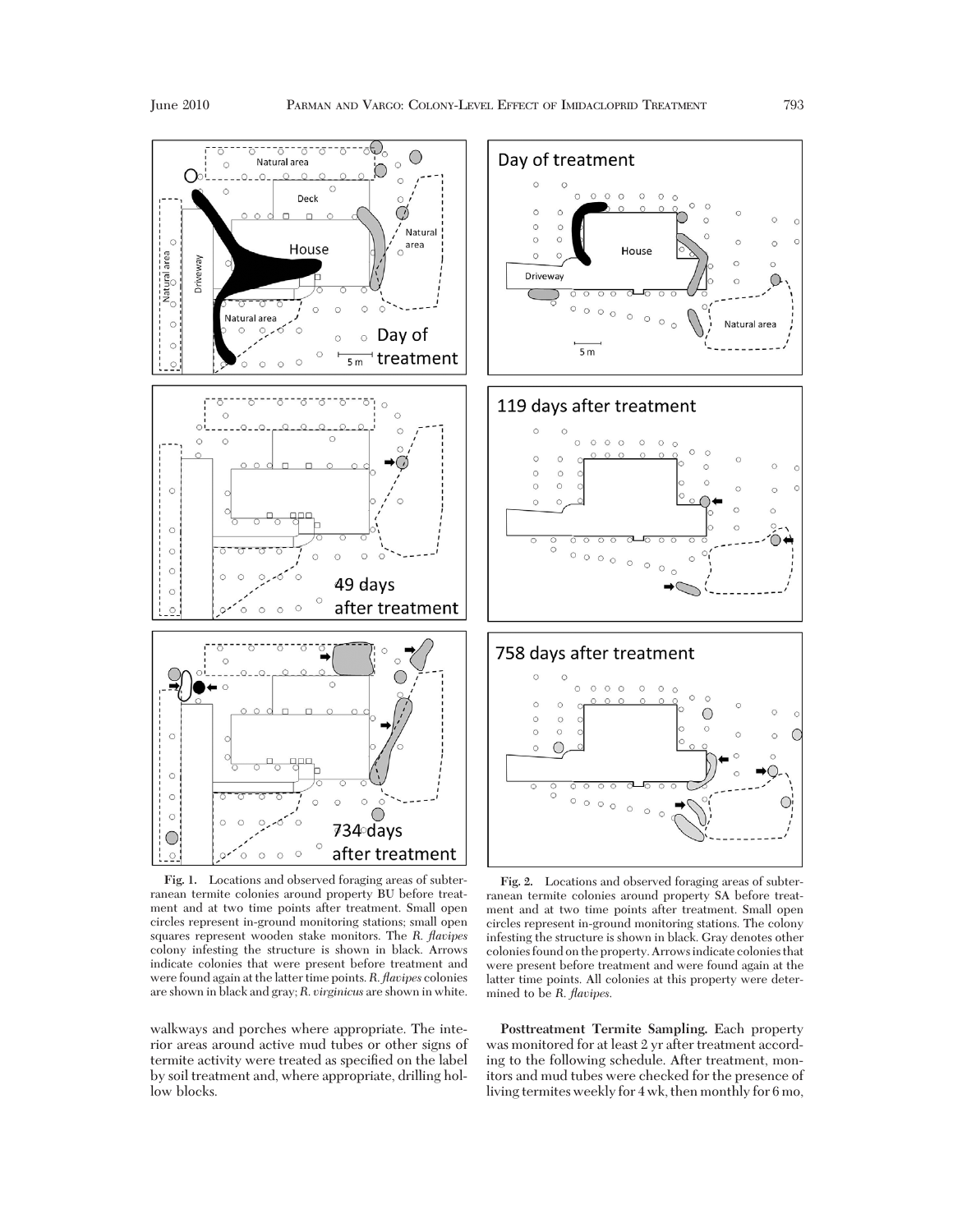**Fig. 1.** Locations and observed foraging areas of subterranean termite colonies around property BU before treatment and at two time points after treatment. Small open circles represent in-ground monitoring stations; small open squares represent wooden stake monitors. The *R. flavipes* colony infesting the structure is shown in black. Arrows indicate colonies that were present before treatment and were found again at the latter time points. *R. flavipes* colonies are shown in black and gray; *R. virginicus* are shown in white.

**Fig. 2.** Locations and observed foraging areas of subterranean termite colonies around property SA before treatment and at two time points after treatment. Small open circles represent in-ground monitoring stations. The colony infesting the structure is shown in black. Gray denotes other colonies found on the property. Arrows indicate colonies that were present before treatment and were found again at the latter time points. All colonies at this property were determined to be *R. flavipes*.

walkways and porches where appropriate. The interior areas around active mud tubes or other signs of termite activity were treated as specified on the label by soil treatment and, where appropriate, drilling hollow blocks.

**Posttreatment Termite Sampling.** Each property was monitored for at least 2 yr after treatment according to the following schedule. After treatment, monitors and mud tubes were checked for the presence of living termites weekly for 4 wk, then monthly for 6 mo,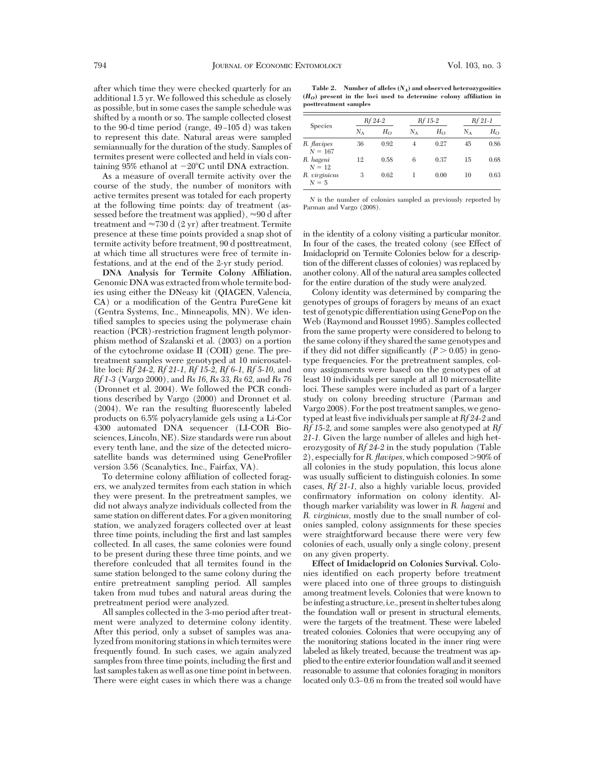after which time they were checked quarterly for an additional 1.5 yr. We followed this schedule as closely as possible, but in some cases the sample schedule was shifted by a month or so. The sample collected closest to the 90-d time period (range, 49–105 d) was taken to represent this date. Natural areas were sampled semiannually for the duration of the study. Samples of termites present were collected and held in vials containing 95% ethanol at −20°C until DNA extraction.

As a measure of overall termite activity over the course of the study, the number of monitors with active termites present was totaled for each property at the following time points: day of treatment (assessed before the treatment was applied), ≈90 d after treatment and ≈730 d (2 yr) after treatment. Termite presence at these time points provided a snap shot of termite activity before treatment, 90 d posttreatment, at which time all structures were free of termite infestations, and at the end of the 2-yr study period.

**DNA Analysis for Termite Colony Affiliation.** Genomic DNA was extracted from whole termite bodies using either the DNeasy kit (QIAGEN, Valencia, CA) or a modification of the Gentra PureGene kit (Gentra Systems, Inc., Minneapolis, MN). We identified samples to species using the polymerase chain reaction (PCR)-restriction fragment length polymorphism method of Szalanski et al. (2003) on a portion of the cytochrome oxidase II (COII) gene. The pretreatment samples were genotyped at 10 microsatellite loci: *Rf 24-2, Rf 21-1, Rf 15-2, Rf 6-1, Rf 5-10,* and *Rf 1-3* (Vargo 2000), and *Rs 16, Rs 33, Rs 62,* and *Rs 76* (Dronnet et al. 2004). We followed the PCR conditions described by Vargo (2000) and Dronnet et al. (2004). We ran the resulting fluorescently labeled products on 6.5% polyacrylamide gels using a Li-Cor 4300 automated DNA sequencer (LI-COR Biosciences, Lincoln, NE). Size standards were run about every tenth lane, and the size of the detected microsatellite bands was determined using GeneProfiler version 3.56 (Scanalytics, Inc., Fairfax, VA).

To determine colony affiliation of collected foragers, we analyzed termites from each station in which they were present. In the pretreatment samples, we did not always analyze individuals collected from the same station on different dates. For a given monitoring station, we analyzed foragers collected over at least three time points, including the first and last samples collected. In all cases, the same colonies were found to be present during these three time points, and we therefore conlcuded that all termites found in the same station belonged to the same colony during the entire pretreatment sampling period. All samples taken from mud tubes and natural areas during the pretreatment period were analyzed.

All samples collected in the 3-mo period after treatment were analyzed to determine colony identity. After this period, only a subset of samples was analyzed from monitoring stations in which termites were frequently found. In such cases, we again analyzed samples from three time points, including the first and last samples taken as well as one time point in between. There were eight cases in which there was a change in the identity of a colony visiting a particular monitor. In four of the cases, the treated colony (see Effect of Imidacloprid on Termite Colonies below for a description of the different classes of colonies) was replaced by another colony. All of the natural area samples collected for the entire duration of the study were analyzed.

**Table 2. Number of alleles ($N_A$) and observed heterozygosities ($H_O$) present in the loci used to determine colony affiliation in posttreatment samples**

| Species | *Rf 24-2* | | *Rf 15-2* | | *Rf 21-1* | |
|---|---|---|---|---|---|---|
| | $N_A$ | $H_O$ | $N_A$ | $H_O$ | $N_A$ | $H_O$ |
| *R. flavipes* $N = 167$ | 36 | 0.92 | 4 | 0.27 | 45 | 0.86 |
| *R. hageni* $N = 12$ | 12 | 0.58 | 6 | 0.37 | 15 | 0.68 |
| *R. virginicus* $N = 5$ | 3 | 0.62 | 1 | 0.00 | 10 | 0.63 |

*N* is the number of colonies sampled as previously reported by Parman and Vargo (2008).

Colony identity was determined by comparing the genotypes of groups of foragers by means of an exact test of genotypic differentiation using GenePop on the Web (Raymond and Rousset 1995). Samples collected from the same property were considered to belong to the same colony if they shared the same genotypes and if they did not differ significantly ($P > 0.05$) in genotype frequencies. For the pretreatment samples, colony assignments were based on the genotypes of at least 10 individuals per sample at all 10 microsatellite loci. These samples were included as part of a larger study on colony breeding structure (Parman and Vargo 2008). For the post treatment samples, we genotyped at least five individuals per sample at *Rf 24-2* and *Rf 15-2,* and some samples were also genotyped at *Rf 21-1.* Given the large number of alleles and high heterozygosity of *Rf 24-2* in the study population (Table 2), especially for *R. flavipes,* which composed >90% of all colonies in the study population, this locus alone was usually sufficient to distinguish colonies. In some cases, *Rf 21-1,* also a highly variable locus, provided confirmatory information on colony identity. Although marker variability was lower in *R. hageni* and *R. virginicus,* mostly due to the small number of colonies sampled, colony assignments for these species were straightforward because there were very few colonies of each, usually only a single colony, present on any given property.

**Effect of Imidacloprid on Colonies Survival.** Colonies identified on each property before treatment were placed into one of three groups to distinguish among treatment levels. Colonies that were known to be infesting a structure, i.e., present in shelter tubes along the foundation wall or present in structural elements, were the targets of the treatment. These were labeled treated colonies. Colonies that were occupying any of the monitoring stations located in the inner ring were labeled as likely treated, because the treatment was applied to the entire exterior foundation wall and it seemed reasonable to assume that colonies foraging in monitors located only 0.3–0.6 m from the treated soil would have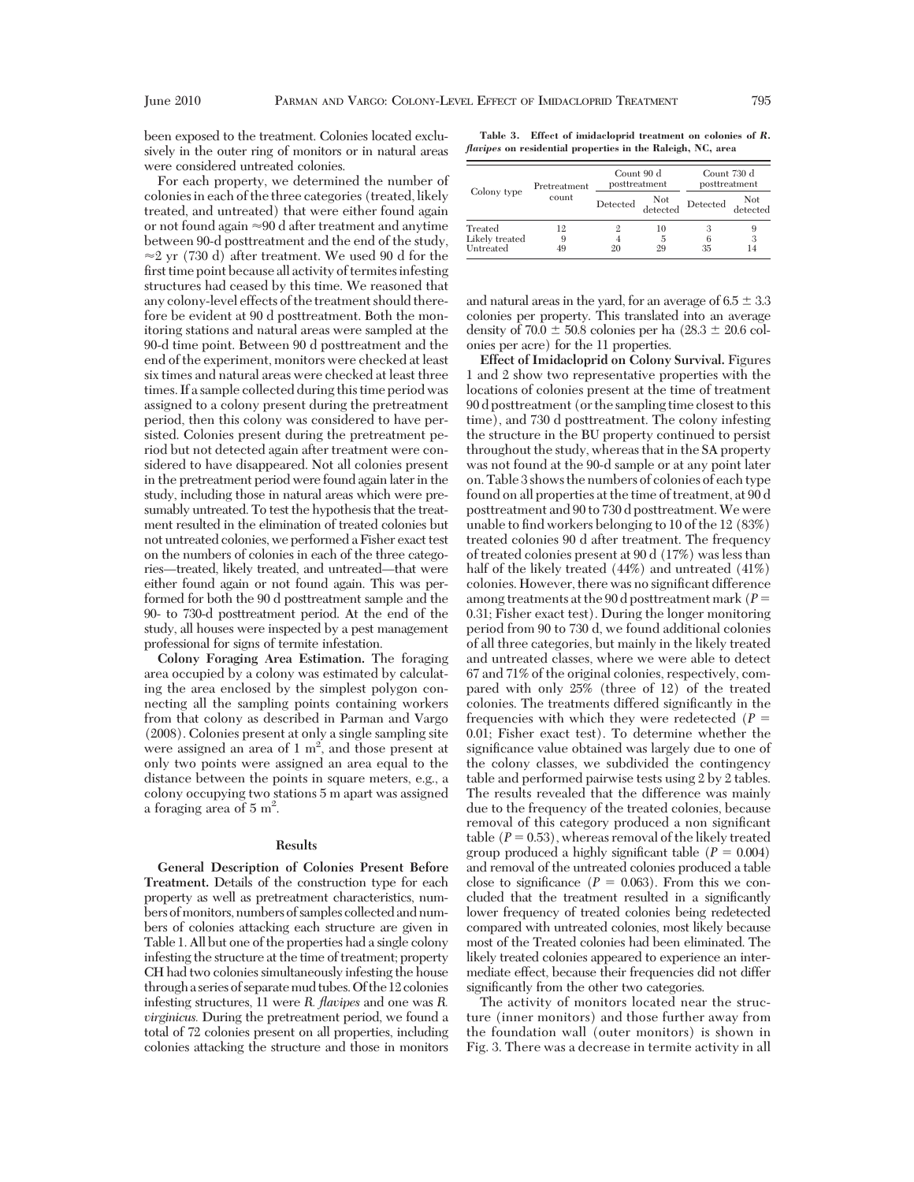been exposed to the treatment. Colonies located exclusively in the outer ring of monitors or in natural areas were considered untreated colonies.

For each property, we determined the number of colonies in each of the three categories (treated, likely treated, and untreated) that were either found again or not found again ≈90 d after treatment and anytime between 90-d posttreatment and the end of the study, ≈2 yr (730 d) after treatment. We used 90 d for the first time point because all activity of termites infesting structures had ceased by this time. We reasoned that any colony-level effects of the treatment should therefore be evident at 90 d posttreatment. Both the monitoring stations and natural areas were sampled at the 90-d time point. Between 90 d posttreatment and the end of the experiment, monitors were checked at least six times and natural areas were checked at least three times. If a sample collected during this time period was assigned to a colony present during the pretreatment period, then this colony was considered to have persisted. Colonies present during the pretreatment period but not detected again after treatment were considered to have disappeared. Not all colonies present in the pretreatment period were found again later in the study, including those in natural areas which were presumably untreated. To test the hypothesis that the treatment resulted in the elimination of treated colonies but not untreated colonies, we performed a Fisher exact test on the numbers of colonies in each of the three categories—treated, likely treated, and untreated—that were either found again or not found again. This was performed for both the 90 d posttreatment sample and the 90- to 730-d posttreatment period. At the end of the study, all houses were inspected by a pest management professional for signs of termite infestation.

**Colony Foraging Area Estimation.** The foraging area occupied by a colony was estimated by calculating the area enclosed by the simplest polygon connecting all the sampling points containing workers from that colony as described in Parman and Vargo (2008). Colonies present at only a single sampling site were assigned an area of 1 $m^2$, and those present at only two points were assigned an area equal to the distance between the points in square meters, e.g., a colony occupying two stations 5 m apart was assigned a foraging area of 5 $m^2$.

## Results

**General Description of Colonies Present Before Treatment.** Details of the construction type for each property as well as pretreatment characteristics, numbers of monitors, numbers of samples collected and numbers of colonies attacking each structure are given in Table 1. All but one of the properties had a single colony infesting the structure at the time of treatment; property CH had two colonies simultaneously infesting the house through a series of separate mud tubes. Of the 12 colonies infesting structures, 11 were *R. flavipes* and one was *R. virginicus*. During the pretreatment period, we found a total of 72 colonies present on all properties, including colonies attacking the structure and those in monitors and natural areas in the yard, for an average of 6.5 ± 3.3 colonies per property. This translated into an average density of 70.0 ± 50.8 colonies per ha (28.3 ± 20.6 colonies per acre) for the 11 properties.

**Table 3. Effect of imidacloprid treatment on colonies of *R. flavipes* on residential properties in the Raleigh, NC, area**

| Colony type | Pretreatment count | Count 90 d posttreatment | | Count 730 d posttreatment | |
|---|---|---|---|---|---|
| | | Detected | Not detected | Detected | Not detected |
| Treated | 12 | 2 | 10 | 3 | 9 |
| Likely treated | 9 | 4 | 5 | 6 | 3 |
| Untreated | 49 | 20 | 29 | 35 | 14 |

**Effect of Imidacloprid on Colony Survival.** Figures 1 and 2 show two representative properties with the locations of colonies present at the time of treatment 90 d posttreatment (or the sampling time closest to this time), and 730 d posttreatment. The colony infesting the structure in the BU property continued to persist throughout the study, whereas that in the SA property was not found at the 90-d sample or at any point later on. Table 3 shows the numbers of colonies of each type found on all properties at the time of treatment, at 90 d posttreatment and 90 to 730 d posttreatment. We were unable to find workers belonging to 10 of the 12 (83%) treated colonies 90 d after treatment. The frequency of treated colonies present at 90 d (17%) was less than half of the likely treated (44%) and untreated (41%) colonies. However, there was no significant difference among treatments at the 90 d posttreatment mark ($P = 0.31$; Fisher exact test). During the longer monitoring period from 90 to 730 d, we found additional colonies of all three categories, but mainly in the likely treated and untreated classes, where we were able to detect 67 and 71% of the original colonies, respectively, compared with only 25% (three of 12) of the treated colonies. The treatments differed significantly in the frequencies with which they were redetected ($P = 0.01$; Fisher exact test). To determine whether the significance value obtained was largely due to one of the colony classes, we subdivided the contingency table and performed pairwise tests using 2 by 2 tables. The results revealed that the difference was mainly due to the frequency of the treated colonies, because removal of this category produced a non significant table ($P = 0.53$), whereas removal of the likely treated group produced a highly significant table ($P = 0.004$) and removal of the untreated colonies produced a table close to significance ($P = 0.063$). From this we concluded that the treatment resulted in a significantly lower frequency of treated colonies being redetected compared with untreated colonies, most likely because most of the Treated colonies had been eliminated. The likely treated colonies appeared to experience an intermediate effect, because their frequencies did not differ significantly from the other two categories.

The activity of monitors located near the structure (inner monitors) and those further away from the foundation wall (outer monitors) is shown in Fig. 3. There was a decrease in termite activity in all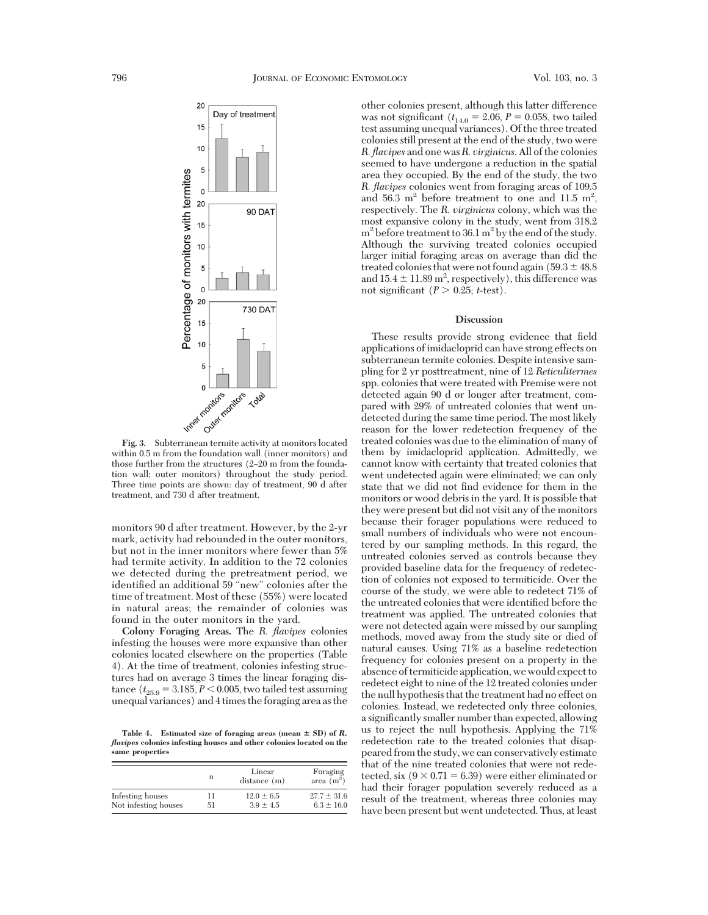Fig. 3. Subterranean termite activity at monitors located within 0.5 m from the foundation wall (inner monitors) and those further from the structures (2–20 m from the foundation wall; outer monitors) throughout the study period. Three time points are shown: day of treatment, 90 d after treatment, and 730 d after treatment.

monitors 90 d after treatment. However, by the 2-yr mark, activity had rebounded in the outer monitors, but not in the inner monitors where fewer than 5% had termite activity. In addition to the 72 colonies we detected during the pretreatment period, we identified an additional 59 "new" colonies after the time of treatment. Most of these (55%) were located in natural areas; the remainder of colonies was found in the outer monitors in the yard.

**Colony Foraging Areas.** The *R. flavipes* colonies infesting the houses were more expansive than other colonies located elsewhere on the properties (Table 4). At the time of treatment, colonies infesting structures had on average 3 times the linear foraging distance ($t_{25.9} = 3.185$, $P < 0.005$, two tailed test assuming unequal variances) and 4 times the foraging area as the

**Table 4. Estimated size of foraging areas (mean ± SD) of *R. flavipes* colonies infesting houses and other colonies located on the same properties**

| | *n* | Linear distance (m) | Foraging area ($m^2$) |
|---|---|---|---|
| Infesting houses | 11 | 12.0 ± 6.5 | 27.7 ± 31.6 |
| Not infesting houses | 51 | 3.9 ± 4.5 | 6.3 ± 16.0 |

other colonies present, although this latter difference was not significant ($t_{14.0} = 2.06$, $P = 0.058$, two tailed test assuming unequal variances). Of the three treated colonies still present at the end of the study, two were *R. flavipes* and one was *R. virginicus*. All of the colonies seemed to have undergone a reduction in the spatial area they occupied. By the end of the study, the two *R. flavipes* colonies went from foraging areas of 109.5 and 56.3 $m^2$ before treatment to one and 11.5 $m^2$, respectively. The *R. virginicus* colony, which was the most expansive colony in the study, went from 318.2 $m^2$ before treatment to 36.1 $m^2$ by the end of the study. Although the surviving treated colonies occupied larger initial foraging areas on average than did the treated colonies that were not found again (59.3 ± 48.8 and 15.4 ± 11.89 $m^2$, respectively), this difference was not significant ($P > 0.25$; *t*-test).

## Discussion

These results provide strong evidence that field applications of imidacloprid can have strong effects on subterranean termite colonies. Despite intensive sampling for 2 yr posttreatment, nine of 12 *Reticulitermes* spp. colonies that were treated with Premise were not detected again 90 d or longer after treatment, compared with 29% of untreated colonies that went undetected during the same time period. The most likely reason for the lower redetection frequency of the treated colonies was due to the elimination of many of them by imidacloprid application. Admittedly, we cannot know with certainty that treated colonies that went undetected again were eliminated; we can only state that we did not find evidence for them in the monitors or wood debris in the yard. It is possible that they were present but did not visit any of the monitors because their forager populations were reduced to small numbers of individuals who were not encountered by our sampling methods. In this regard, the untreated colonies served as controls because they provided baseline data for the frequency of redetection of colonies not exposed to termiticide. Over the course of the study, we were able to redetect 71% of the untreated colonies that were identified before the treatment was applied. The untreated colonies that were not detected again were missed by our sampling methods, moved away from the study site or died of natural causes. Using 71% as a baseline redetection frequency for colonies present on a property in the absence of termiticide application, we would expect to redetect eight to nine of the 12 treated colonies under the null hypothesis that the treatment had no effect on colonies. Instead, we redetected only three colonies, a significantly smaller number than expected, allowing us to reject the null hypothesis. Applying the 71% redetection rate to the treated colonies that disappeared from the study, we can conservatively estimate that of the nine treated colonies that were not redetected, six ($9 \times 0.71 = 6.39$) were either eliminated or had their forager population severely reduced as a result of the treatment, whereas three colonies may have been present but went undetected. Thus, at least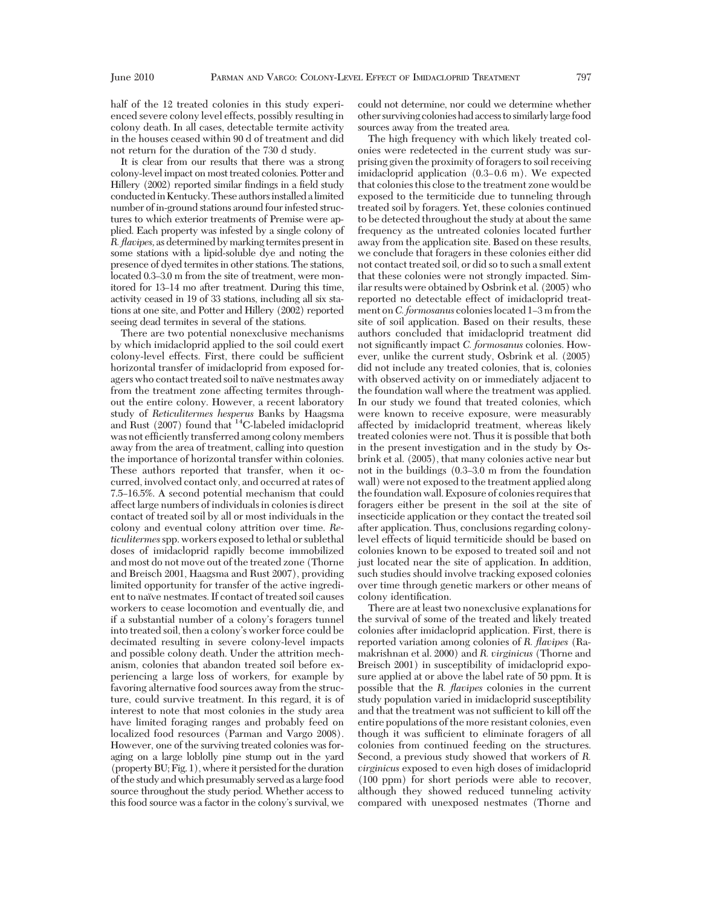half of the 12 treated colonies in this study experienced severe colony level effects, possibly resulting in colony death. In all cases, detectable termite activity in the houses ceased within 90 d of treatment and did not return for the duration of the 730 d study.

It is clear from our results that there was a strong colony-level impact on most treated colonies. Potter and Hillery (2002) reported similar findings in a field study conducted in Kentucky. These authors installed a limited number of in-ground stations around four infested structures to which exterior treatments of Premise were applied. Each property was infested by a single colony of *R. flavipes*, as determined by marking termites present in some stations with a lipid-soluble dye and noting the presence of dyed termites in other stations. The stations, located 0.3–3.0 m from the site of treatment, were monitored for 13–14 mo after treatment. During this time, activity ceased in 19 of 33 stations, including all six stations at one site, and Potter and Hillery (2002) reported seeing dead termites in several of the stations.

There are two potential nonexclusive mechanisms by which imidacloprid applied to the soil could exert colony-level effects. First, there could be sufficient horizontal transfer of imidacloprid from exposed foragers who contact treated soil to naïve nestmates away from the treatment zone affecting termites throughout the entire colony. However, a recent laboratory study of *Reticulitermes hesperus* Banks by Haagsma and Rust (2007) found that $^{14}C$-labeled imidacloprid was not efficiently transferred among colony members away from the area of treatment, calling into question the importance of horizontal transfer within colonies. These authors reported that transfer, when it occurred, involved contact only, and occurred at rates of 7.5–16.5%. A second potential mechanism that could affect large numbers of individuals in colonies is direct contact of treated soil by all or most individuals in the colony and eventual colony attrition over time. *Reticulitermes* spp. workers exposed to lethal or sublethal doses of imidacloprid rapidly become immobilized and most do not move out of the treated zone (Thorne and Breisch 2001, Haagsma and Rust 2007), providing limited opportunity for transfer of the active ingredient to naïve nestmates. If contact of treated soil causes workers to cease locomotion and eventually die, and if a substantial number of a colony's foragers tunnel into treated soil, then a colony's worker force could be decimated resulting in severe colony-level impacts and possible colony death. Under the attrition mechanism, colonies that abandon treated soil before experiencing a large loss of workers, for example by favoring alternative food sources away from the structure, could survive treatment. In this regard, it is of interest to note that most colonies in the study area have limited foraging ranges and probably feed on localized food resources (Parman and Vargo 2008). However, one of the surviving treated colonies was foraging on a large loblolly pine stump out in the yard (property BU; Fig. 1), where it persisted for the duration of the study and which presumably served as a large food source throughout the study period. Whether access to this food source was a factor in the colony's survival, we could not determine, nor could we determine whether other surviving colonies had access to similarly large food sources away from the treated area.

The high frequency with which likely treated colonies were redetected in the current study was surprising given the proximity of foragers to soil receiving imidacloprid application (0.3–0.6 m). We expected that colonies this close to the treatment zone would be exposed to the termiticide due to tunneling through treated soil by foragers. Yet, these colonies continued to be detected throughout the study at about the same frequency as the untreated colonies located further away from the application site. Based on these results, we conclude that foragers in these colonies either did not contact treated soil, or did so to such a small extent that these colonies were not strongly impacted. Similar results were obtained by Osbrink et al. (2005) who reported no detectable effect of imidacloprid treatment on *C. formosanus* colonies located 1–3 m from the site of soil application. Based on their results, these authors concluded that imidacloprid treatment did not significantly impact *C. formosanus* colonies. However, unlike the current study, Osbrink et al. (2005) did not include any treated colonies, that is, colonies with observed activity on or immediately adjacent to the foundation wall where the treatment was applied. In our study we found that treated colonies, which were known to receive exposure, were measurably affected by imidacloprid treatment, whereas likely treated colonies were not. Thus it is possible that both in the present investigation and in the study by Osbrink et al. (2005), that many colonies active near but not in the buildings (0.3–3.0 m from the foundation wall) were not exposed to the treatment applied along the foundation wall. Exposure of colonies requires that foragers either be present in the soil at the site of insecticide application or they contact the treated soil after application. Thus, conclusions regarding colony-level effects of liquid termiticide should be based on colonies known to be exposed to treated soil and not just located near the site of application. In addition, such studies should involve tracking exposed colonies over time through genetic markers or other means of colony identification.

There are at least two nonexclusive explanations for the survival of some of the treated and likely treated colonies after imidacloprid application. First, there is reported variation among colonies of *R. flavipes* (Ramakrishnan et al. 2000) and *R. virginicus* (Thorne and Breisch 2001) in susceptibility of imidacloprid exposure applied at or above the label rate of 50 ppm. It is possible that the *R. flavipes* colonies in the current study population varied in imidacloprid susceptibility and that the treatment was not sufficient to kill off the entire populations of the more resistant colonies, even though it was sufficient to eliminate foragers of all colonies from continued feeding on the structures. Second, a previous study showed that workers of *R. virginicus* exposed to even high doses of imidacloprid (100 ppm) for short periods were able to recover, although they showed reduced tunneling activity compared with unexposed nestmates (Thorne and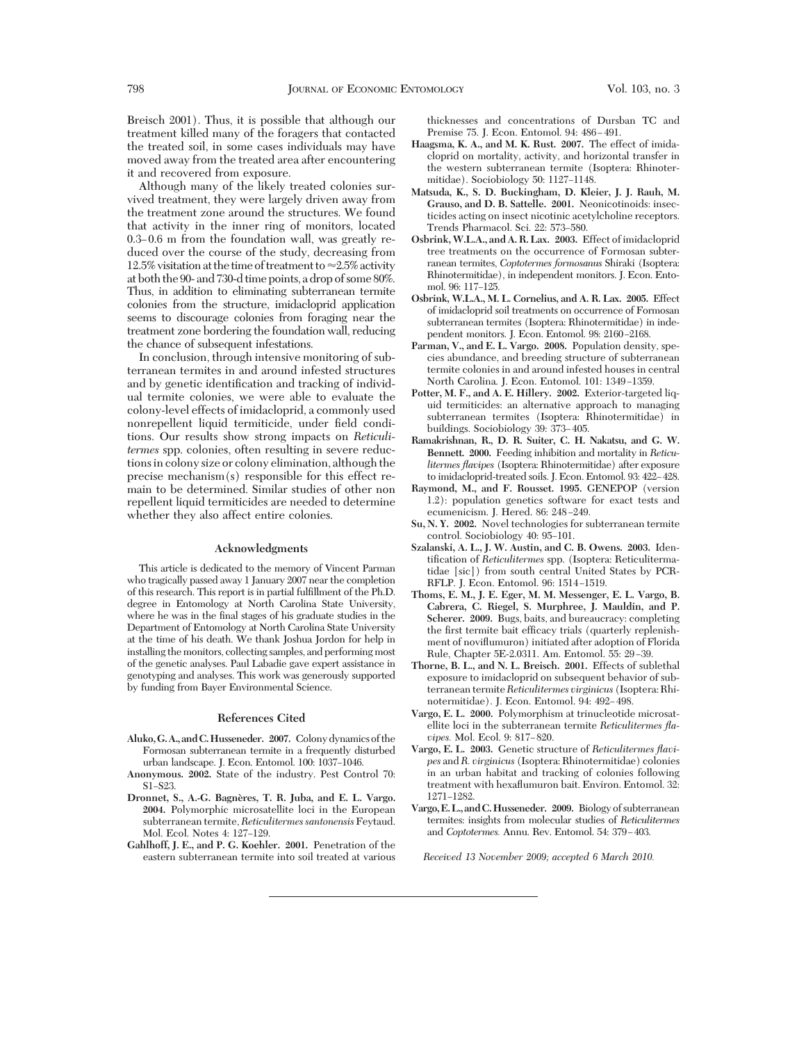Breisch 2001). Thus, it is possible that although our treatment killed many of the foragers that contacted the treated soil, in some cases individuals may have moved away from the treated area after encountering it and recovered from exposure.

Although many of the likely treated colonies survived treatment, they were largely driven away from the treatment zone around the structures. We found that activity in the inner ring of monitors, located 0.3–0.6 m from the foundation wall, was greatly reduced over the course of the study, decreasing from 12.5% visitation at the time of treatment to ≈2.5% activity at both the 90- and 730-d time points, a drop of some 80%. Thus, in addition to eliminating subterranean termite colonies from the structure, imidacloprid application seems to discourage colonies from foraging near the treatment zone bordering the foundation wall, reducing the chance of subsequent infestations.

In conclusion, through intensive monitoring of subterranean termites in and around infested structures and by genetic identification and tracking of individual termite colonies, we were able to evaluate the colony-level effects of imidacloprid, a commonly used nonrepellent liquid termiticide, under field conditions. Our results show strong impacts on *Reticulitermes* spp. colonies, often resulting in severe reductions in colony size or colony elimination, although the precise mechanism(s) responsible for this effect remain to be determined. Similar studies of other non repellent liquid termiticides are needed to determine whether they also affect entire colonies.

## Acknowledgments

This article is dedicated to the memory of Vincent Parman who tragically passed away 1 January 2007 near the completion of this research. This report is in partial fulfillment of the Ph.D. degree in Entomology at North Carolina State University, where he was in the final stages of his graduate studies in the Department of Entomology at North Carolina State University at the time of his death. We thank Joshua Jordon for help in installing the monitors, collecting samples, and performing most of the genetic analyses. Paul Labadie gave expert assistance in genotyping and analyses. This work was generously supported by funding from Bayer Environmental Science.

## References Cited

**Aluko, G. A., and C. Husseneder. 2007.** Colony dynamics of the Formosan subterranean termite in a frequently disturbed urban landscape. J. Econ. Entomol. 100: 1037–1046.

**Anonymous. 2002.** State of the industry. Pest Control 70: S1–S23.

**Dronnet, S., A.-G. Bagnères, T. R. Juba, and E. L. Vargo. 2004.** Polymorphic microsatellite loci in the European subterranean termite, *Reticulitermes santonensis* Feytaud. Mol. Ecol. Notes 4: 127–129.

**Gahlhoff, J. E., and P. G. Koehler. 2001.** Penetration of the eastern subterranean termite into soil treated at various thicknesses and concentrations of Dursban TC and Premise 75. J. Econ. Entomol. 94: 486–491.

**Haagsma, K. A., and M. K. Rust. 2007.** The effect of imidacloprid on mortality, activity, and horizontal transfer in the western subterranean termite (Isoptera: Rhinotermitidae). Sociobiology 50: 1127–1148.

**Matsuda, K., S. D. Buckingham, D. Kleier, J. J. Rauh, M. Grauso, and D. B. Sattelle. 2001.** Neonicotinoids: insecticides acting on insect nicotinic acetylcholine receptors. Trends Pharmacol. Sci. 22: 573–580.

**Osbrink, W.L.A., and A. R. Lax. 2003.** Effect of imidacloprid tree treatments on the occurrence of Formosan subterranean termites, *Coptotermes formosanus* Shiraki (Isoptera: Rhinotermitidae), in independent monitors. J. Econ. Entomol. 96: 117–125.

**Osbrink, W.L.A., M. L. Cornelius, and A. R. Lax. 2005.** Effect of imidacloprid soil treatments on occurrence of Formosan subterranean termites (Isoptera: Rhinotermitidae) in independent monitors. J. Econ. Entomol. 98: 2160–2168.

**Parman, V., and E. L. Vargo. 2008.** Population density, species abundance, and breeding structure of subterranean termite colonies in and around infested houses in central North Carolina. J. Econ. Entomol. 101: 1349–1359.

**Potter, M. F., and A. E. Hillery. 2002.** Exterior-targeted liquid termiticides: an alternative approach to managing subterranean termites (Isoptera: Rhinotermitidae) in buildings. Sociobiology 39: 373–405.

**Ramakrishnan, R., D. R. Suiter, C. H. Nakatsu, and G. W. Bennett. 2000.** Feeding inhibition and mortality in *Reticulitermes flavipes* (Isoptera: Rhinotermitidae) after exposure to imidacloprid-treated soils. J. Econ. Entomol. 93: 422–428.

**Raymond, M., and F. Rousset. 1995.** GENEPOP (version 1.2): population genetics software for exact tests and ecumenicism. J. Hered. 86: 248–249.

**Su, N. Y. 2002.** Novel technologies for subterranean termite control. Sociobiology 40: 95–101.

**Szalanski, A. L., J. W. Austin, and C. B. Owens. 2003.** Identification of *Reticulitermes* spp. (Isoptera: Reticulitermatidae [sic]) from south central United States by PCR-RFLP. J. Econ. Entomol. 96: 1514–1519.

**Thoms, E. M., J. E. Eger, M. M. Messenger, E. L. Vargo, B. Cabrera, C. Riegel, S. Murphree, J. Mauldin, and P. Scherer. 2009.** Bugs, baits, and bureaucracy: completing the first termite bait efficacy trials (quarterly replenishment of noviflumuron) initiated after adoption of Florida Rule, Chapter 5E-2.0311. Am. Entomol. 55: 29–39.

**Thorne, B. L., and N. L. Breisch. 2001.** Effects of sublethal exposure to imidacloprid on subsequent behavior of subterranean termite *Reticulitermes virginicus* (Isoptera: Rhinotermitidae). J. Econ. Entomol. 94: 492–498.

**Vargo, E. L. 2000.** Polymorphism at trinucleotide microsatellite loci in the subterranean termite *Reticulitermes flavipes.* Mol. Ecol. 9: 817–820.

**Vargo, E. L. 2003.** Genetic structure of *Reticulitermes flavipes* and *R. virginicus* (Isoptera: Rhinotermitidae) colonies in an urban habitat and tracking of colonies following treatment with hexaflumuron bait. Environ. Entomol. 32: 1271–1282.

**Vargo, E. L., and C. Husseneder. 2009.** Biology of subterranean termites: insights from molecular studies of *Reticulitermes* and *Coptotermes.* Annu. Rev. Entomol. 54: 379–403.

*Received 13 November 2009; accepted 6 March 2010.*